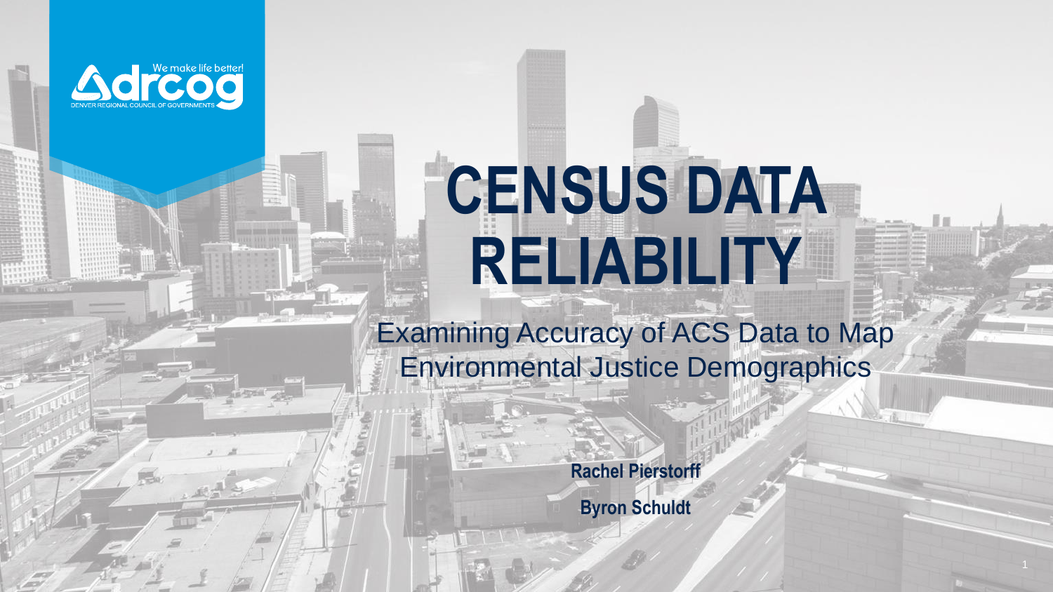# CENSUS DATA RELIABILITY

## Examining Accuracy of ACS Data to Map Environmental Justice Demographics

**Rachel Pierstorff**

**Byron Schuldt**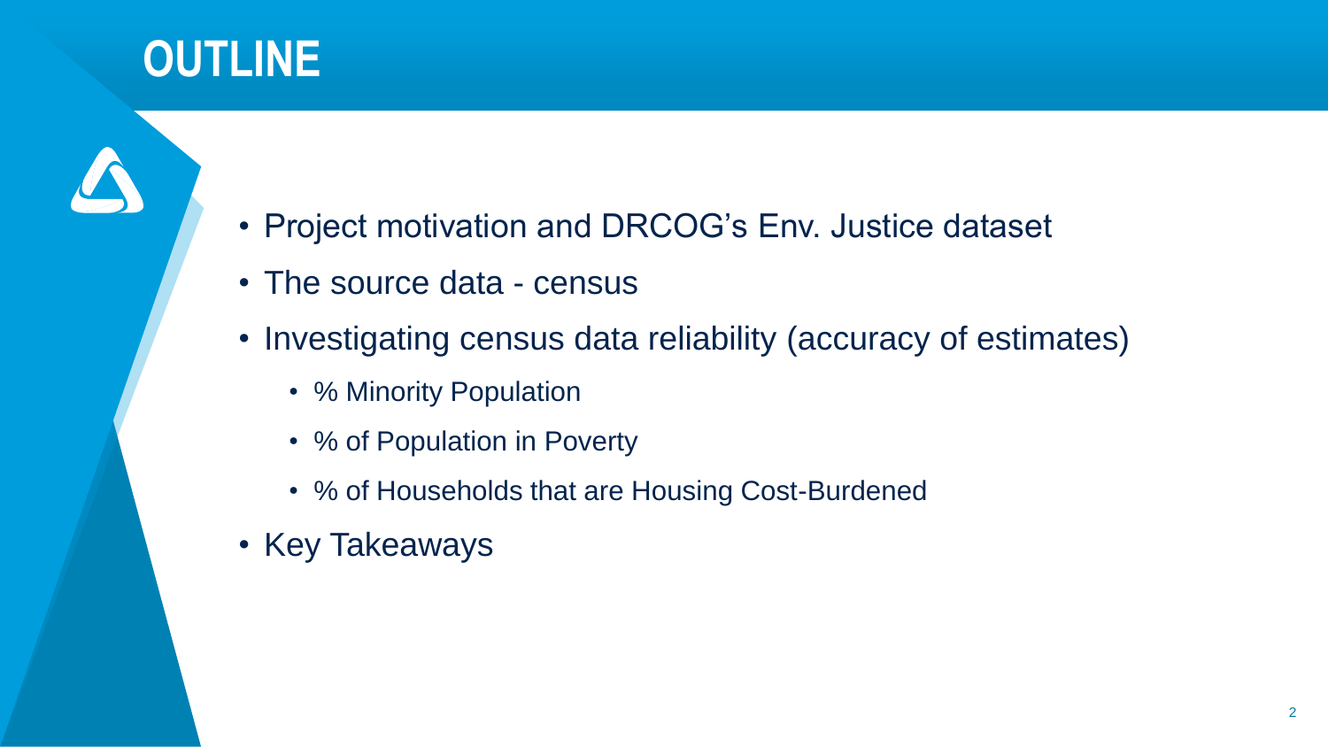# OUTLINE

- Project motivation and DRCOG's Env. Justice dataset
- The source data - census
- Investigating census data reliability (accuracy of estimates)
  - % Minority Population
  - % of Population in Poverty
  - % of Households that are Housing Cost-Burdened
- Key Takeaways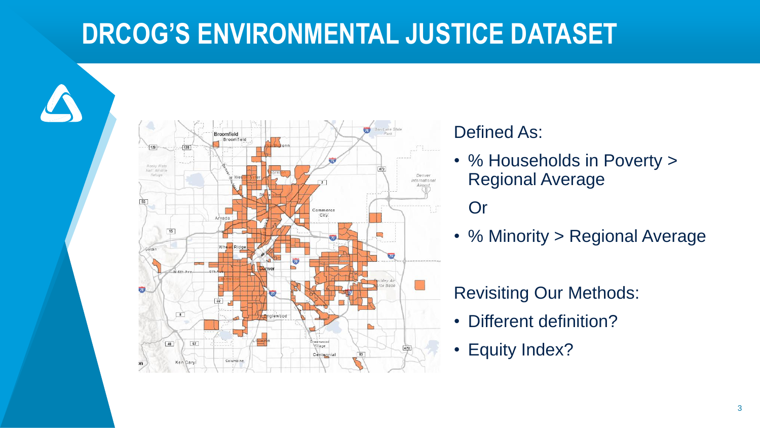# DRCOG'S ENVIRONMENTAL JUSTICE DATASET

Defined As:

- % Households in Poverty > Regional Average

  Or

- % Minority > Regional Average

Revisiting Our Methods:

- Different definition?
- Equity Index?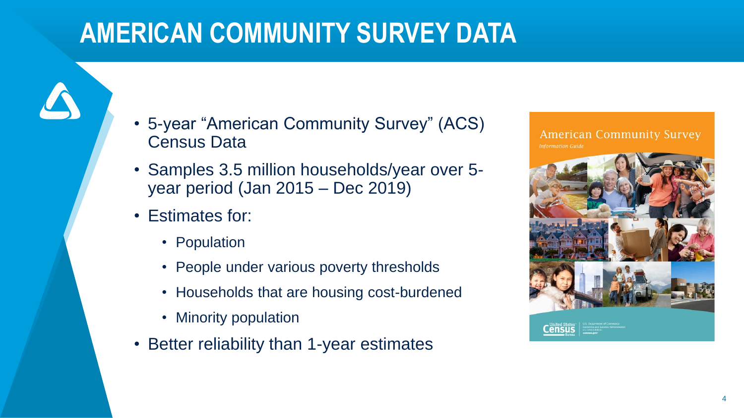# AMERICAN COMMUNITY SURVEY DATA

- 5-year "American Community Survey" (ACS) Census Data
- Samples 3.5 million households/year over 5-year period (Jan 2015 – Dec 2019)
- Estimates for:
  - Population
  - People under various poverty thresholds
  - Households that are housing cost-burdened
  - Minority population
- Better reliability than 1-year estimates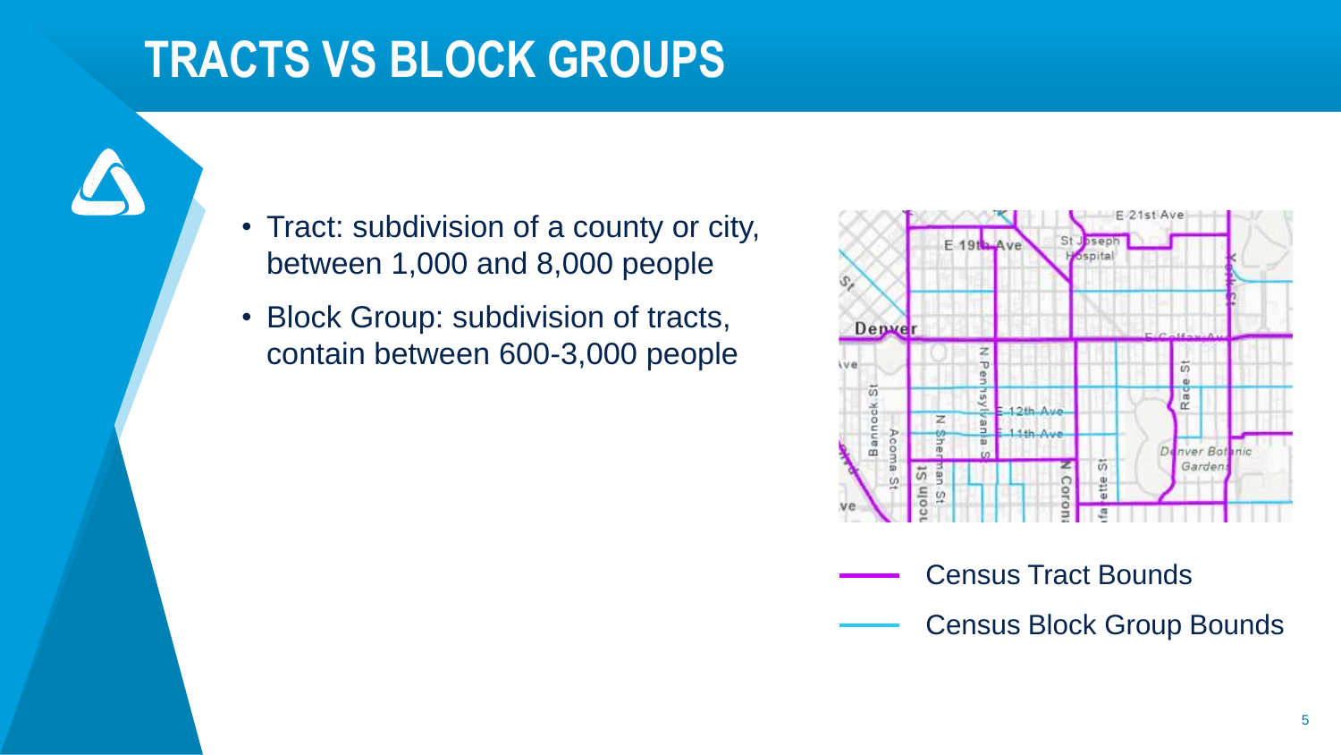# TRACTS VS BLOCK GROUPS

- Tract: subdivision of a county or city, between 1,000 and 8,000 people
- Block Group: subdivision of tracts, contain between 600-3,000 people

Census Tract Bounds

Census Block Group Bounds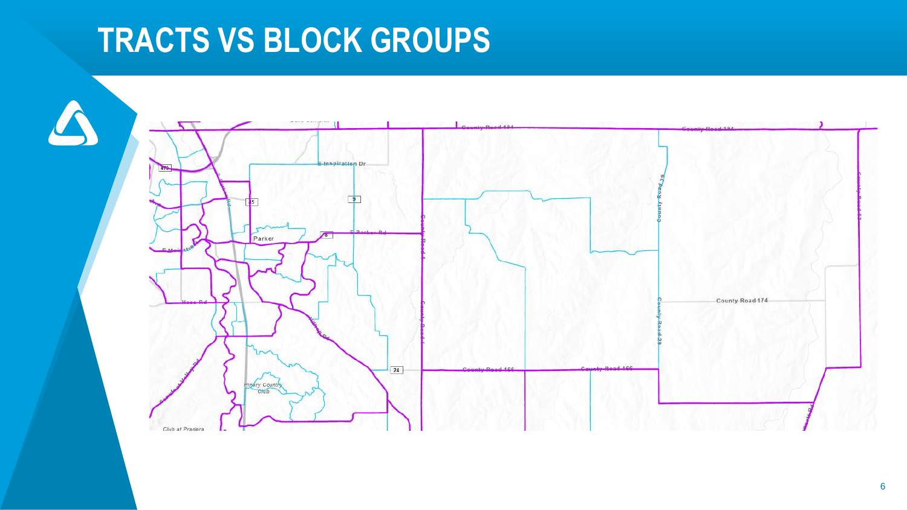# TRACTS VS BLOCK GROUPS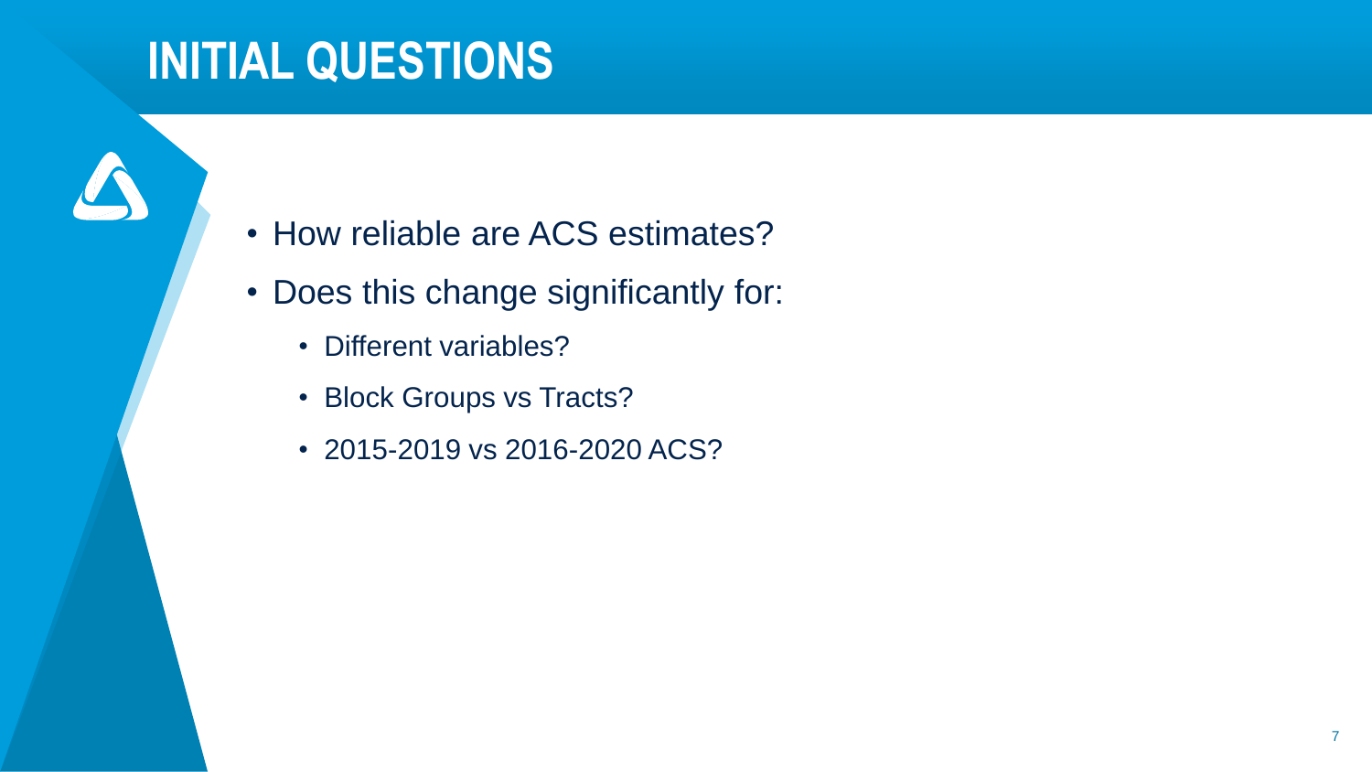# INITIAL QUESTIONS

- How reliable are ACS estimates?
- Does this change significantly for:
  - Different variables?
  - Block Groups vs Tracts?
  - 2015-2019 vs 2016-2020 ACS?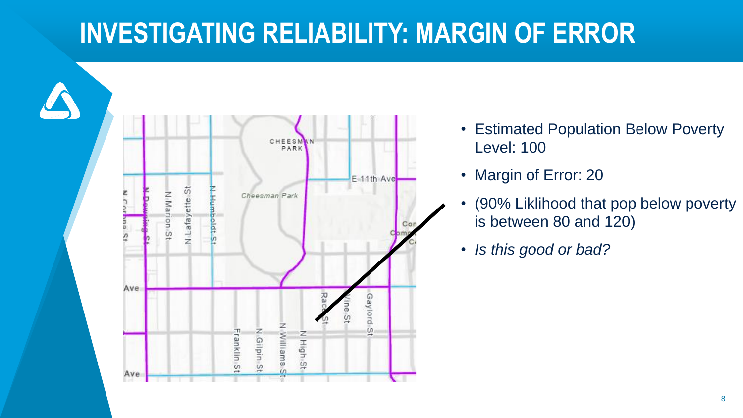# INVESTIGATING RELIABILITY: MARGIN OF ERROR

- Estimated Population Below Poverty Level: 100
- Margin of Error: 20
- (90% Liklihood that pop below poverty is between 80 and 120)
- *Is this good or bad?*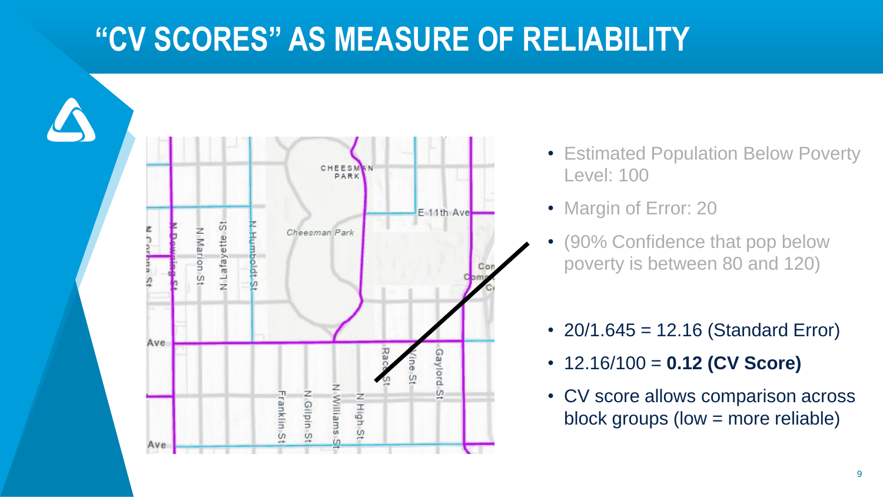# "CV SCORES" AS MEASURE OF RELIABILITY

- Estimated Population Below Poverty Level: 100
- Margin of Error: 20
- (90% Confidence that pop below poverty is between 80 and 120)

- 20/1.645 = 12.16 (Standard Error)
- 12.16/100 = **0.12 (CV Score)**
- CV score allows comparison across block groups (low = more reliable)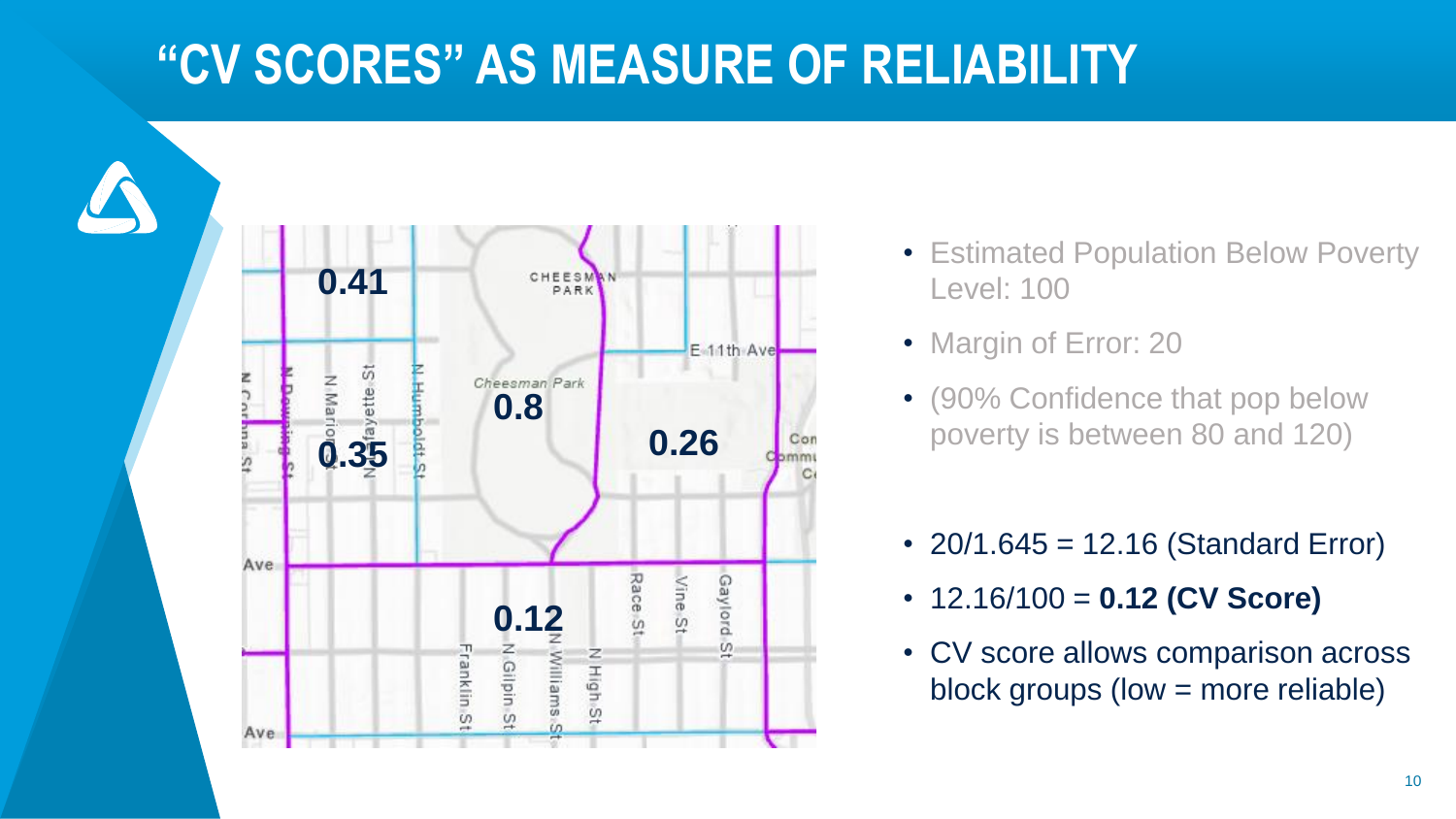# "CV SCORES" AS MEASURE OF RELIABILITY

0.41

0.8

0.35

0.26

0.12

- Estimated Population Below Poverty Level: 100
- Margin of Error: 20
- (90% Confidence that pop below poverty is between 80 and 120)

- 20/1.645 = 12.16 (Standard Error)
- 12.16/100 = **0.12 (CV Score)**
- CV score allows comparison across block groups (low = more reliable)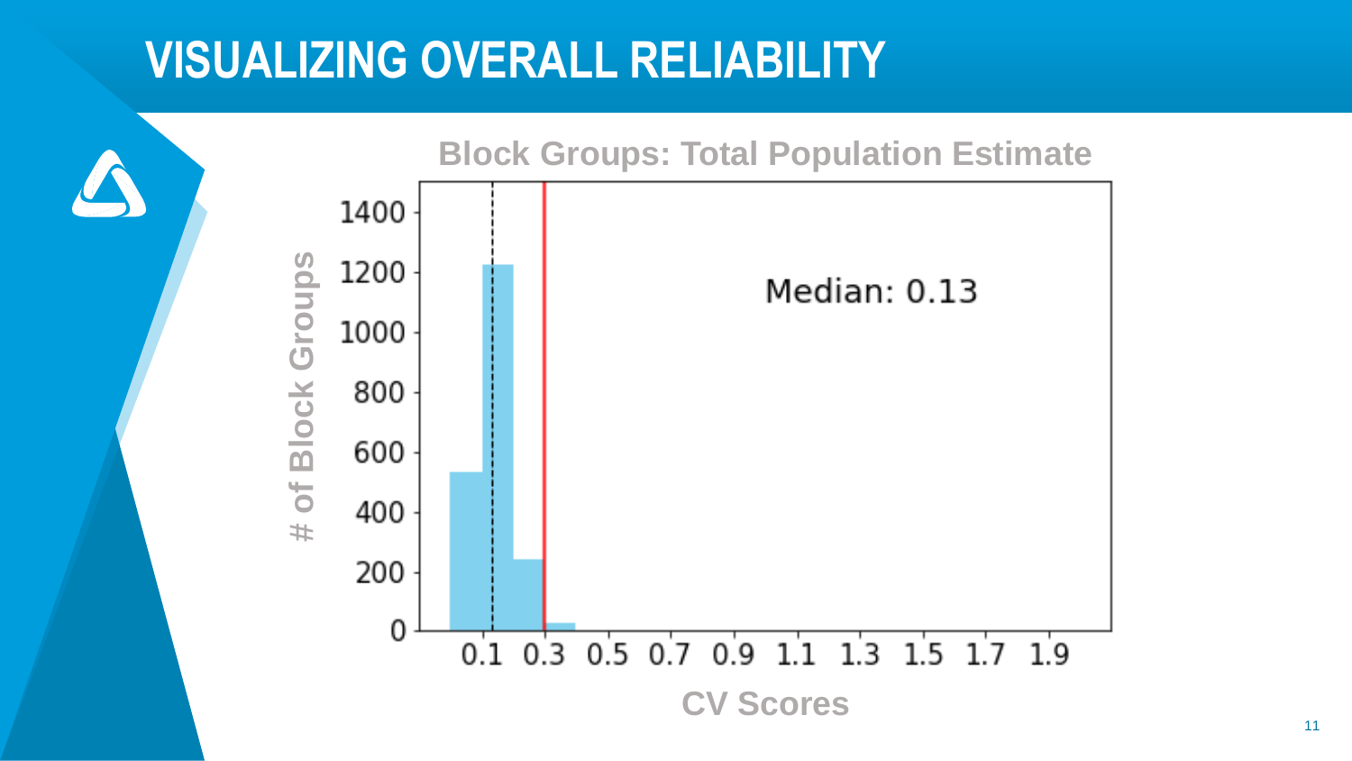# VISUALIZING OVERALL RELIABILITY

**Block Groups: Total Population Estimate**

Median: 0.13

\# of Block Groups

CV Scores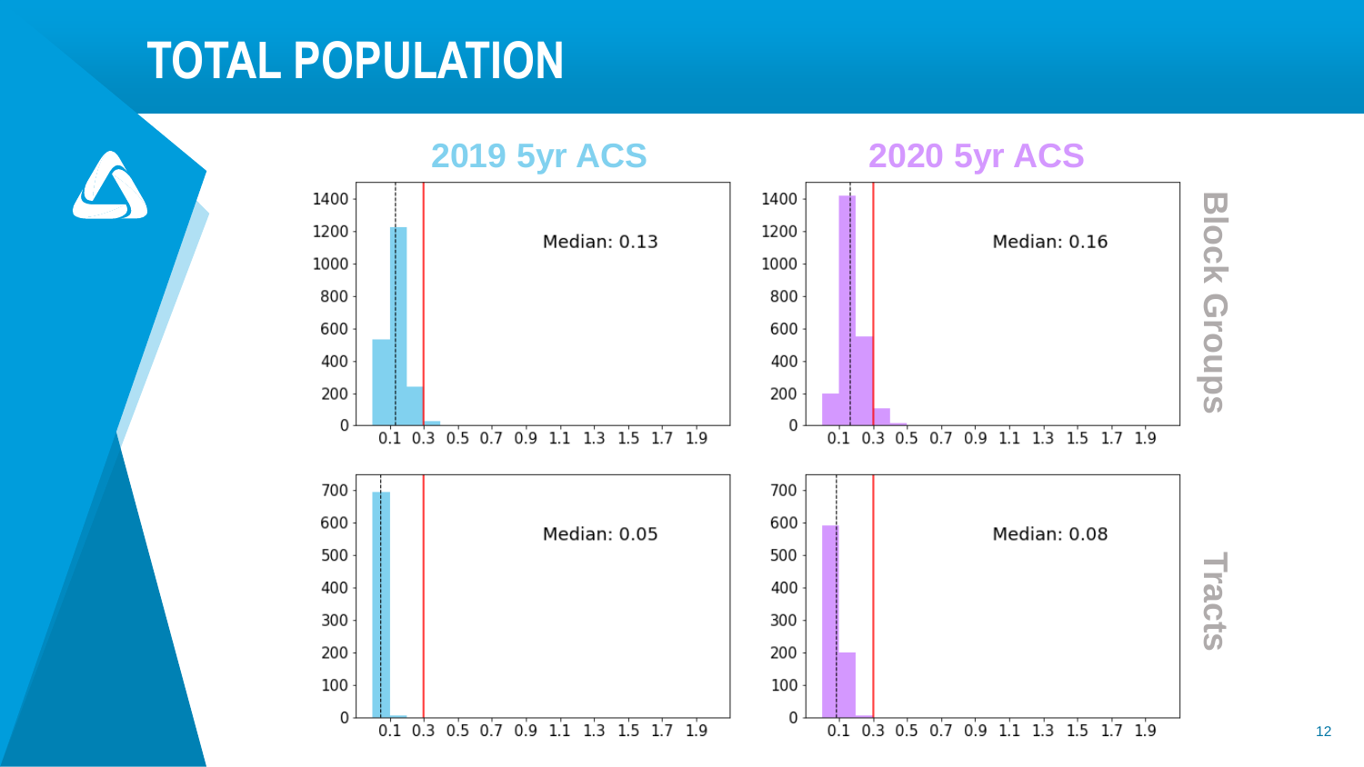# TOTAL POPULATION

## 2019 5yr ACS

**Block Groups** — Median: 0.13

**Tracts** — Median: 0.05

## 2020 5yr ACS

**Block Groups** — Median: 0.16

**Tracts** — Median: 0.08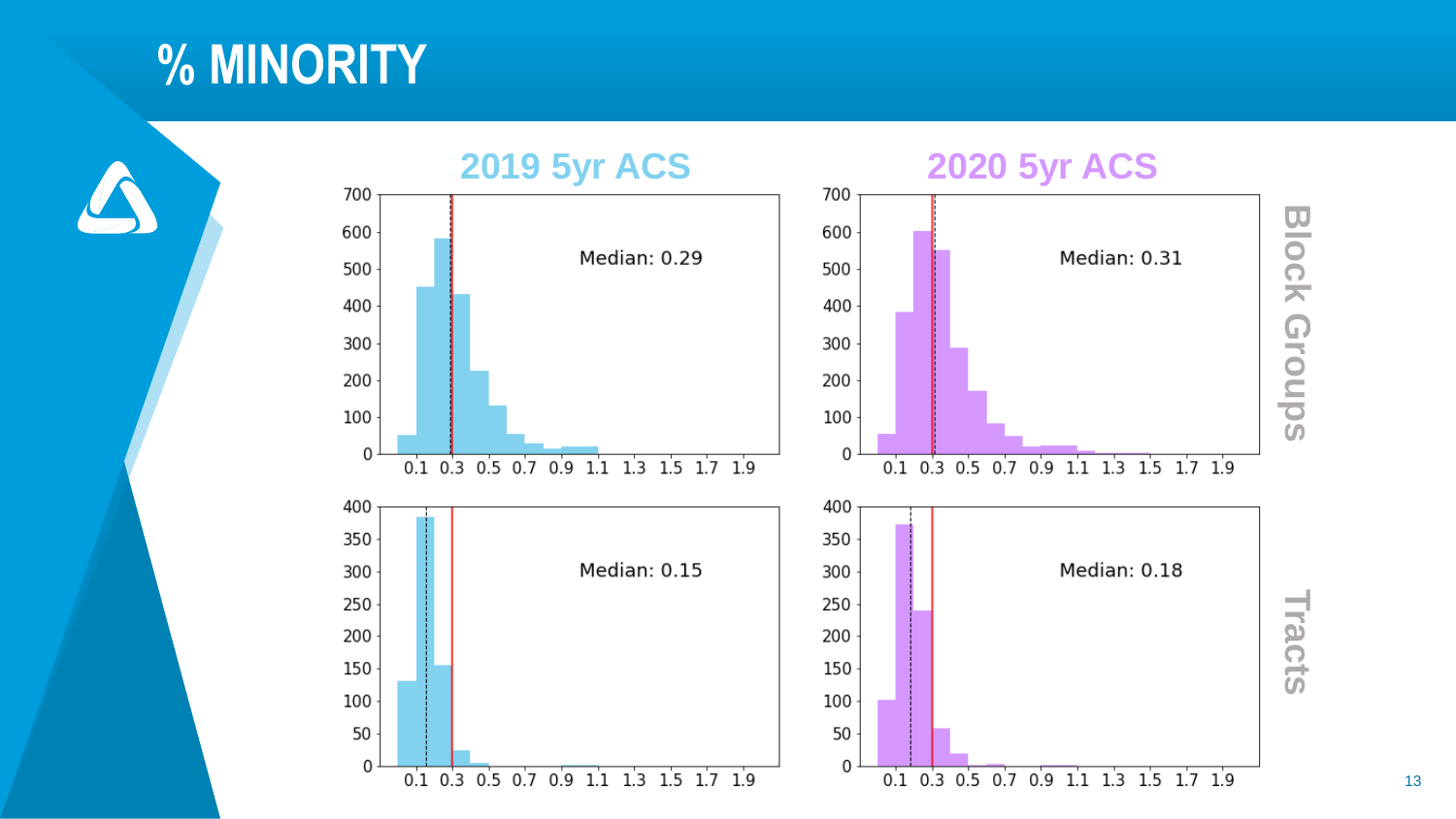# % MINORITY

## 2019 5yr ACS

## 2020 5yr ACS

**Block Groups**

Median: 0.29

Median: 0.31

**Tracts**

Median: 0.15

Median: 0.18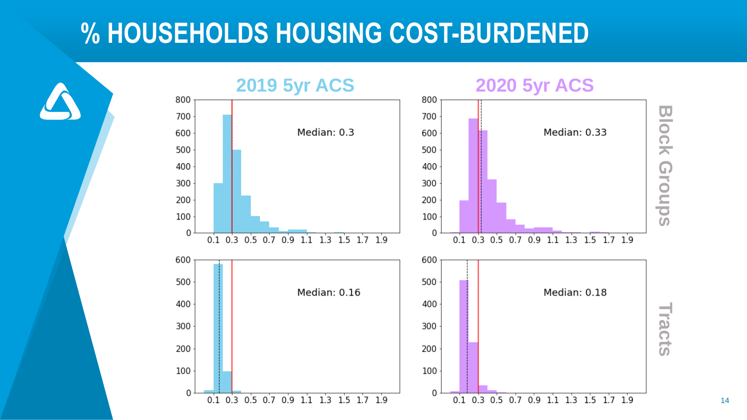# % HOUSEHOLDS HOUSING COST-BURDENED

**2019 5yr ACS**

**2020 5yr ACS**

**Block Groups**

Median: 0.3

Median: 0.33

**Tracts**

Median: 0.16

Median: 0.18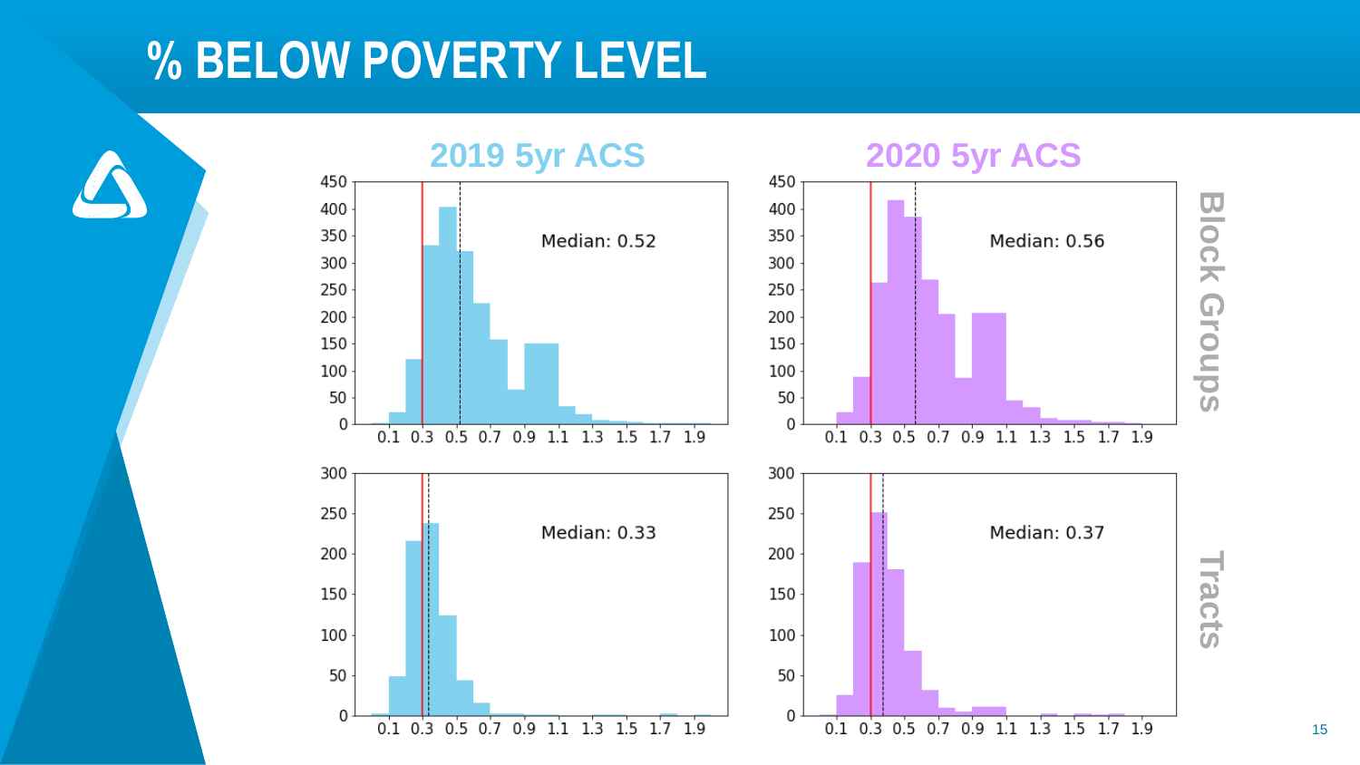# % BELOW POVERTY LEVEL

2019 5yr ACS

2020 5yr ACS

Block Groups

Median: 0.52

Median: 0.56

Tracts

Median: 0.33

Median: 0.37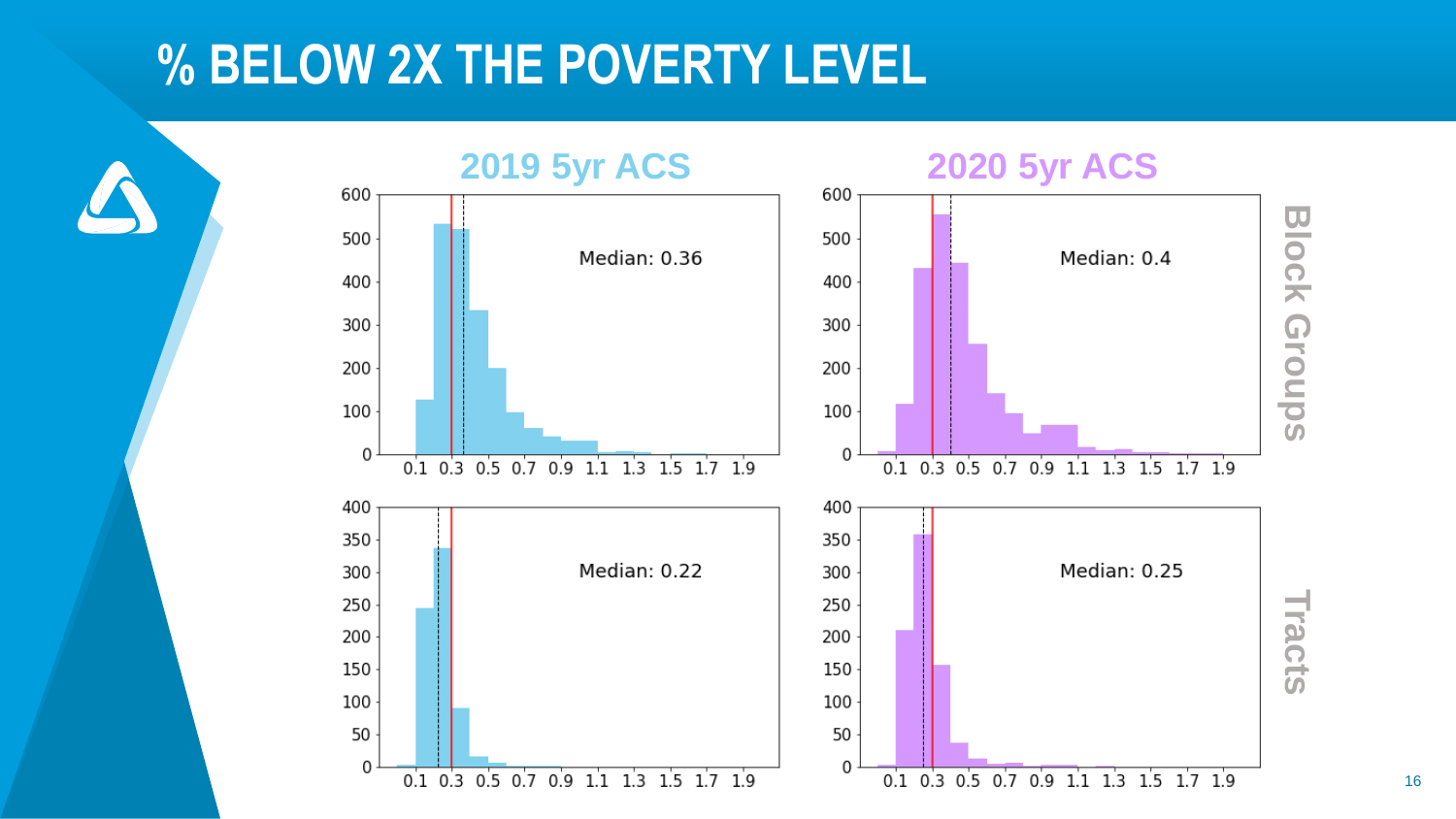# % BELOW 2X THE POVERTY LEVEL

**2019 5yr ACS**

**2020 5yr ACS**

**Block Groups**

Median: 0.36

Median: 0.4

**Tracts**

Median: 0.22

Median: 0.25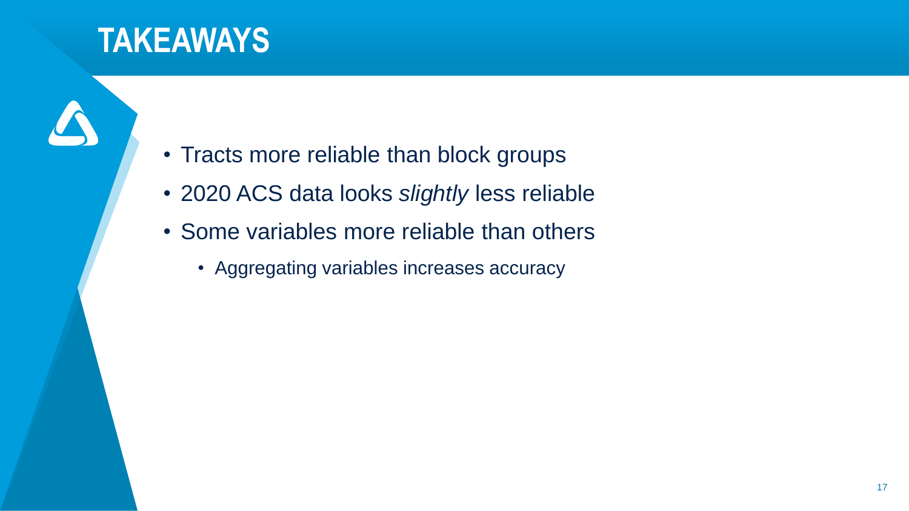# TAKEAWAYS

- Tracts more reliable than block groups
- 2020 ACS data looks *slightly* less reliable
- Some variables more reliable than others
  - Aggregating variables increases accuracy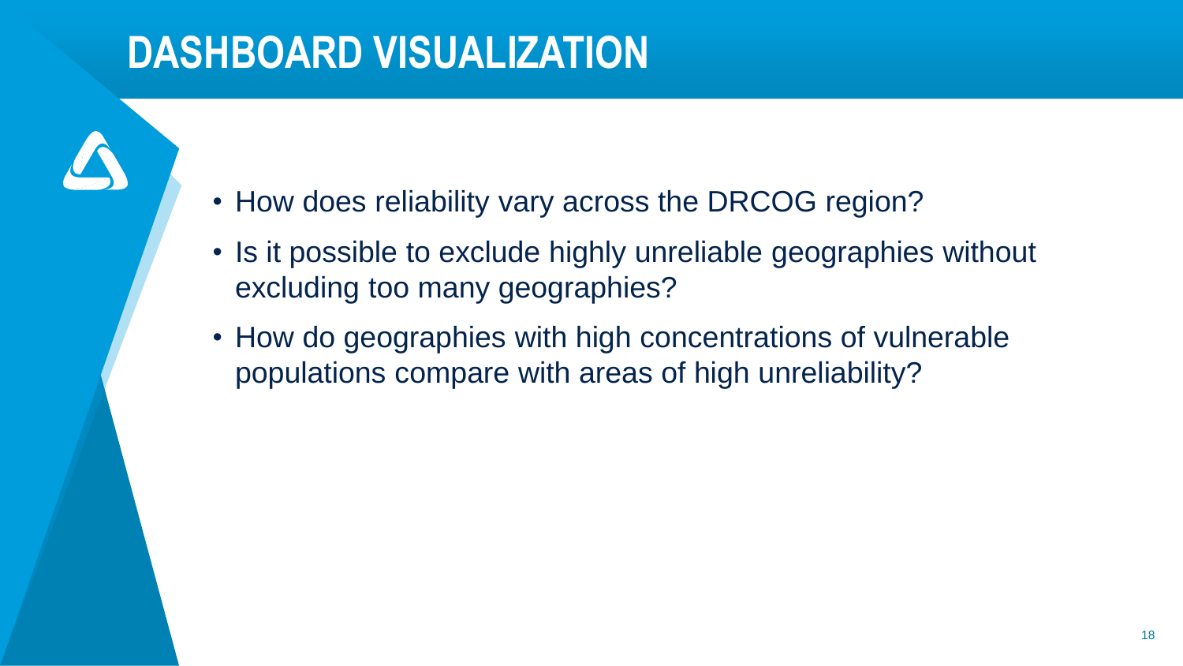# DASHBOARD VISUALIZATION

- How does reliability vary across the DRCOG region?
- Is it possible to exclude highly unreliable geographies without excluding too many geographies?
- How do geographies with high concentrations of vulnerable populations compare with areas of high unreliability?